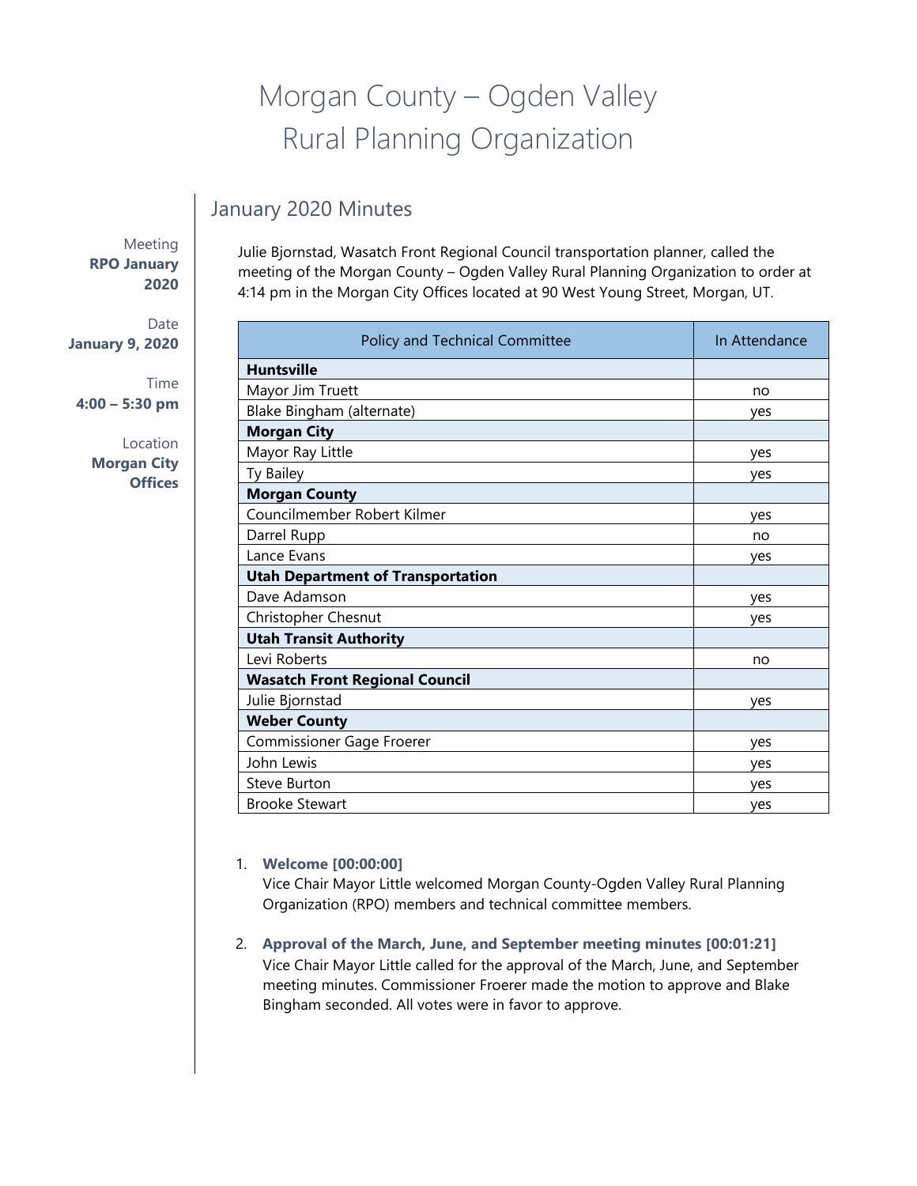# Morgan County – Ogden Valley Rural Planning Organization

## January 2020 Minutes

Meeting **RPO January 2020**

Date **January 9, 2020**

Time **4:00 – 5:30 pm**

Location **Morgan City Offices**

Julie Bjornstad, Wasatch Front Regional Council transportation planner, called the meeting of the Morgan County – Ogden Valley Rural Planning Organization to order at 4:14 pm in the Morgan City Offices located at 90 West Young Street, Morgan, UT.

| Policy and Technical Committee | In Attendance |
|---|---|
| **Huntsville** | |
| Mayor Jim Truett | no |
| Blake Bingham (alternate) | yes |
| **Morgan City** | |
| Mayor Ray Little | yes |
| Ty Bailey | yes |
| **Morgan County** | |
| Councilmember Robert Kilmer | yes |
| Darrel Rupp | no |
| Lance Evans | yes |
| **Utah Department of Transportation** | |
| Dave Adamson | yes |
| Christopher Chesnut | yes |
| **Utah Transit Authority** | |
| Levi Roberts | no |
| **Wasatch Front Regional Council** | |
| Julie Bjornstad | yes |
| **Weber County** | |
| Commissioner Gage Froerer | yes |
| John Lewis | yes |
| Steve Burton | yes |
| Brooke Stewart | yes |

1. **Welcome [00:00:00]**
   Vice Chair Mayor Little welcomed Morgan County-Ogden Valley Rural Planning Organization (RPO) members and technical committee members.

2. **Approval of the March, June, and September meeting minutes [00:01:21]**
   Vice Chair Mayor Little called for the approval of the March, June, and September meeting minutes. Commissioner Froerer made the motion to approve and Blake Bingham seconded. All votes were in favor to approve.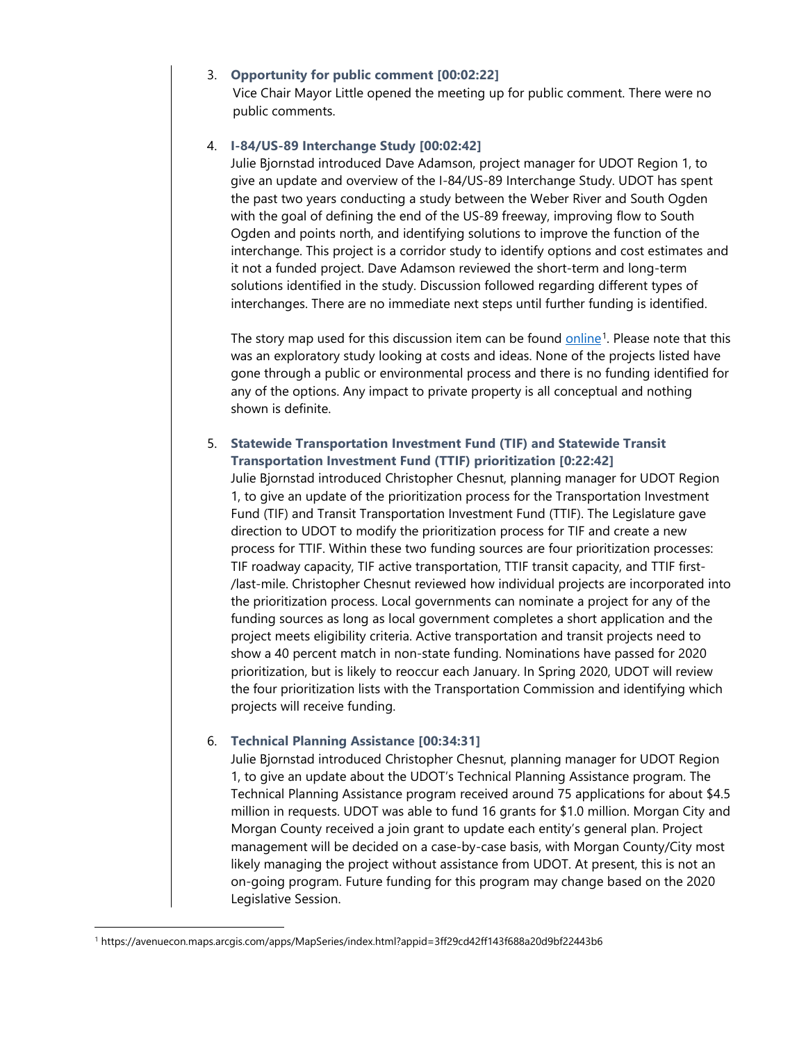3. **Opportunity for public comment [00:02:22]**

   Vice Chair Mayor Little opened the meeting up for public comment. There were no public comments.

4. **I-84/US-89 Interchange Study [00:02:42]**

   Julie Bjornstad introduced Dave Adamson, project manager for UDOT Region 1, to give an update and overview of the I-84/US-89 Interchange Study. UDOT has spent the past two years conducting a study between the Weber River and South Ogden with the goal of defining the end of the US-89 freeway, improving flow to South Ogden and points north, and identifying solutions to improve the function of the interchange. This project is a corridor study to identify options and cost estimates and it not a funded project. Dave Adamson reviewed the short-term and long-term solutions identified in the study. Discussion followed regarding different types of interchanges. There are no immediate next steps until further funding is identified.

   The story map used for this discussion item can be found online[1]. Please note that this was an exploratory study looking at costs and ideas. None of the projects listed have gone through a public or environmental process and there is no funding identified for any of the options. Any impact to private property is all conceptual and nothing shown is definite.

5. **Statewide Transportation Investment Fund (TIF) and Statewide Transit Transportation Investment Fund (TTIF) prioritization [0:22:42]**

   Julie Bjornstad introduced Christopher Chesnut, planning manager for UDOT Region 1, to give an update of the prioritization process for the Transportation Investment Fund (TIF) and Transit Transportation Investment Fund (TTIF). The Legislature gave direction to UDOT to modify the prioritization process for TIF and create a new process for TTIF. Within these two funding sources are four prioritization processes: TIF roadway capacity, TIF active transportation, TTIF transit capacity, and TTIF first-/last-mile. Christopher Chesnut reviewed how individual projects are incorporated into the prioritization process. Local governments can nominate a project for any of the funding sources as long as local government completes a short application and the project meets eligibility criteria. Active transportation and transit projects need to show a 40 percent match in non-state funding. Nominations have passed for 2020 prioritization, but is likely to reoccur each January. In Spring 2020, UDOT will review the four prioritization lists with the Transportation Commission and identifying which projects will receive funding.

6. **Technical Planning Assistance [00:34:31]**

   Julie Bjornstad introduced Christopher Chesnut, planning manager for UDOT Region 1, to give an update about the UDOT's Technical Planning Assistance program. The Technical Planning Assistance program received around 75 applications for about $4.5 million in requests. UDOT was able to fund 16 grants for $1.0 million. Morgan City and Morgan County received a join grant to update each entity's general plan. Project management will be decided on a case-by-case basis, with Morgan County/City most likely managing the project without assistance from UDOT. At present, this is not an on-going program. Future funding for this program may change based on the 2020 Legislative Session.

---

[1] https://avenuecon.maps.arcgis.com/apps/MapSeries/index.html?appid=3ff29cd42ff143f688a20d9bf22443b6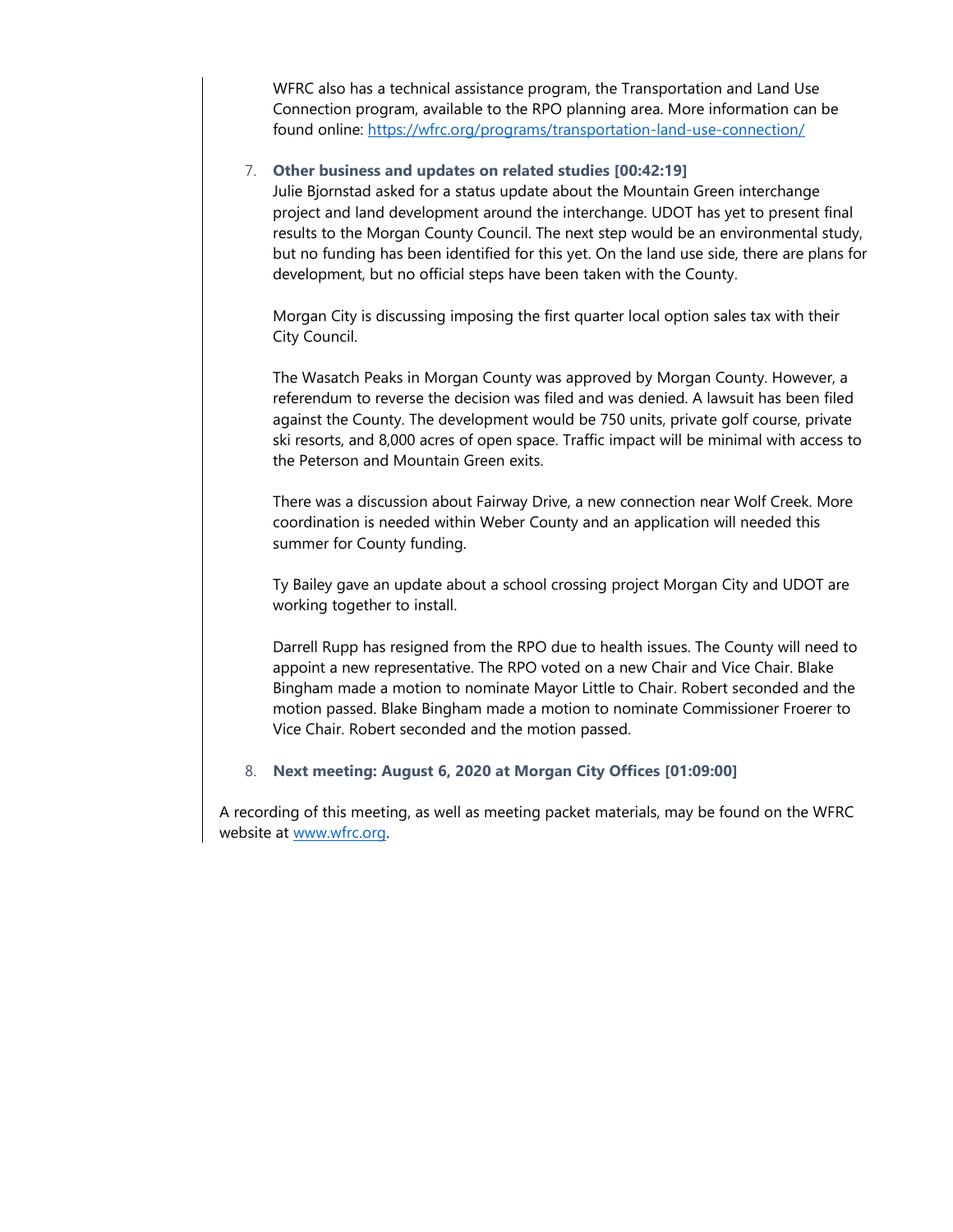WFRC also has a technical assistance program, the Transportation and Land Use Connection program, available to the RPO planning area. More information can be found online: [https://wfrc.org/programs/transportation-land-use-connection/](https://wfrc.org/programs/transportation-land-use-connection/)

7. **Other business and updates on related studies [00:42:19]**
   Julie Bjornstad asked for a status update about the Mountain Green interchange project and land development around the interchange. UDOT has yet to present final results to the Morgan County Council. The next step would be an environmental study, but no funding has been identified for this yet. On the land use side, there are plans for development, but no official steps have been taken with the County.

   Morgan City is discussing imposing the first quarter local option sales tax with their City Council.

   The Wasatch Peaks in Morgan County was approved by Morgan County. However, a referendum to reverse the decision was filed and was denied. A lawsuit has been filed against the County. The development would be 750 units, private golf course, private ski resorts, and 8,000 acres of open space. Traffic impact will be minimal with access to the Peterson and Mountain Green exits.

   There was a discussion about Fairway Drive, a new connection near Wolf Creek. More coordination is needed within Weber County and an application will needed this summer for County funding.

   Ty Bailey gave an update about a school crossing project Morgan City and UDOT are working together to install.

   Darrell Rupp has resigned from the RPO due to health issues. The County will need to appoint a new representative. The RPO voted on a new Chair and Vice Chair. Blake Bingham made a motion to nominate Mayor Little to Chair. Robert seconded and the motion passed. Blake Bingham made a motion to nominate Commissioner Froerer to Vice Chair. Robert seconded and the motion passed.

8. **Next meeting: August 6, 2020 at Morgan City Offices [01:09:00]**

A recording of this meeting, as well as meeting packet materials, may be found on the WFRC website at [www.wfrc.org](http://www.wfrc.org).